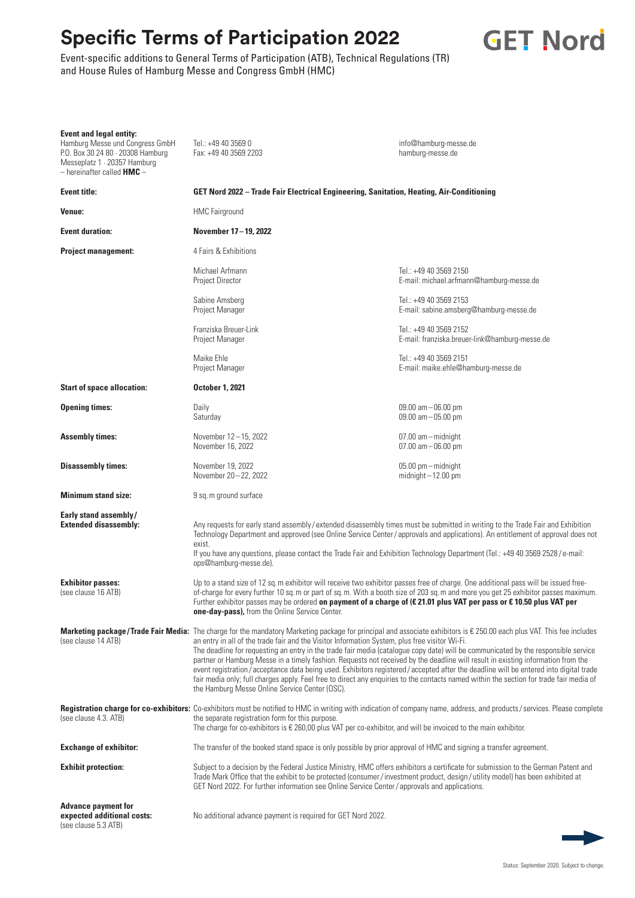# Specific Terms of Participation 2022

**GET Nord**

Event-specific additions to General Terms of Participation (ATB), Technical Regulations (TR) and House Rules of Hamburg Messe and Congress GmbH (HMC)

| | | |
|---|---|---|
| **Event and legal entity:**<br>Hamburg Messe und Congress GmbH<br>P.O. Box 30 24 80 · 20308 Hamburg<br>Messeplatz 1 · 20357 Hamburg<br>– hereinafter called **HMC** – | Tel.: +49 40 3569 0<br>Fax: +49 40 3569 2203 | info@hamburg-messe.de<br>hamburg-messe.de |
| **Event title:** | **GET Nord 2022 – Trade Fair Electrical Engineering, Sanitation, Heating, Air-Conditioning** | |
| **Venue:** | HMC Fairground | |
| **Event duration:** | **November 17 – 19, 2022** | |
| **Project management:** | 4 Fairs & Exhibitions | |
| | Michael Arfmann<br>Project Director | Tel.: +49 40 3569 2150<br>E-mail: michael.arfmann@hamburg-messe.de |
| | Sabine Amsberg<br>Project Manager | Tel.: +49 40 3569 2153<br>E-mail: sabine.amsberg@hamburg-messe.de |
| | Franziska Breuer-Link<br>Project Manager | Tel.: +49 40 3569 2152<br>E-mail: franziska.breuer-link@hamburg-messe.de |
| | Maike Ehle<br>Project Manager | Tel.: +49 40 3569 2151<br>E-mail: maike.ehle@hamburg-messe.de |
| **Start of space allocation:** | **October 1, 2021** | |
| **Opening times:** | Daily<br>Saturday | 09.00 am – 06.00 pm<br>09.00 am – 05.00 pm |
| **Assembly times:** | November 12 – 15, 2022<br>November 16, 2022 | 07.00 am – midnight<br>07.00 am – 06.00 pm |
| **Disassembly times:** | November 19, 2022<br>November 20 – 22, 2022 | 05.00 pm – midnight<br>midnight – 12.00 pm |
| **Minimum stand size:** | 9 sq. m ground surface | |

**Early stand assembly / Extended disassembly:**
Any requests for early stand assembly / extended disassembly times must be submitted in writing to the Trade Fair and Exhibition Technology Department and approved (see Online Service Center / approvals and applications). An entitlement of approval does not exist.
If you have any questions, please contact the Trade Fair and Exhibition Technology Department (Tel.: +49 40 3569 2528 / e-mail: ops@hamburg-messe.de).

**Exhibitor passes:** (see clause 16 ATB)
Up to a stand size of 12 sq. m exhibitor will receive two exhibitor passes free of charge. One additional pass will be issued free-of-charge for every further 10 sq. m or part of sq. m. With a booth size of 203 sq. m and more you get 25 exhibitor passes maximum. Further exhibitor passes may be ordered **on payment of a charge of (€ 21.01 plus VAT per pass or € 10.50 plus VAT per one-day-pass),** from the Online Service Center.

**Marketing package / Trade Fair Media:** (see clause 14 ATB)
The charge for the mandatory Marketing package for principal and associate exhibitors is € 250.00 each plus VAT. This fee includes an entry in all of the trade fair and the Visitor Information System, plus free visitor Wi-Fi.
The deadline for requesting an entry in the trade fair media (catalogue copy date) will be communicated by the responsible service partner or Hamburg Messe in a timely fashion. Requests not received by the deadline will result in existing information from the event registration / acceptance data being used. Exhibitors registered / accepted after the deadline will be entered into digital trade fair media only; full charges apply. Feel free to direct any enquiries to the contacts named within the section for trade fair media of the Hamburg Messe Online Service Center (OSC).

**Registration charge for co-exhibitors:** (see clause 4.3. ATB)
Co-exhibitors must be notified to HMC in writing with indication of company name, address, and products / services. Please complete the separate registration form for this purpose.
The charge for co-exhibitors is € 260,00 plus VAT per co-exhibitor, and will be invoiced to the main exhibitor.

**Exchange of exhibitor:**
The transfer of the booked stand space is only possible by prior approval of HMC and signing a transfer agreement.

**Exhibit protection:**
Subject to a decision by the Federal Justice Ministry, HMC offers exhibitors a certificate for submission to the German Patent and Trade Mark Office that the exhibit to be protected (consumer / investment product, design / utility model) has been exhibited at GET Nord 2022. For further information see Online Service Center / approvals and applications.

**Advance payment for expected additional costs:** (see clause 5.3 ATB)
No additional advance payment is required for GET Nord 2022.

Status: September 2020. Subject to change.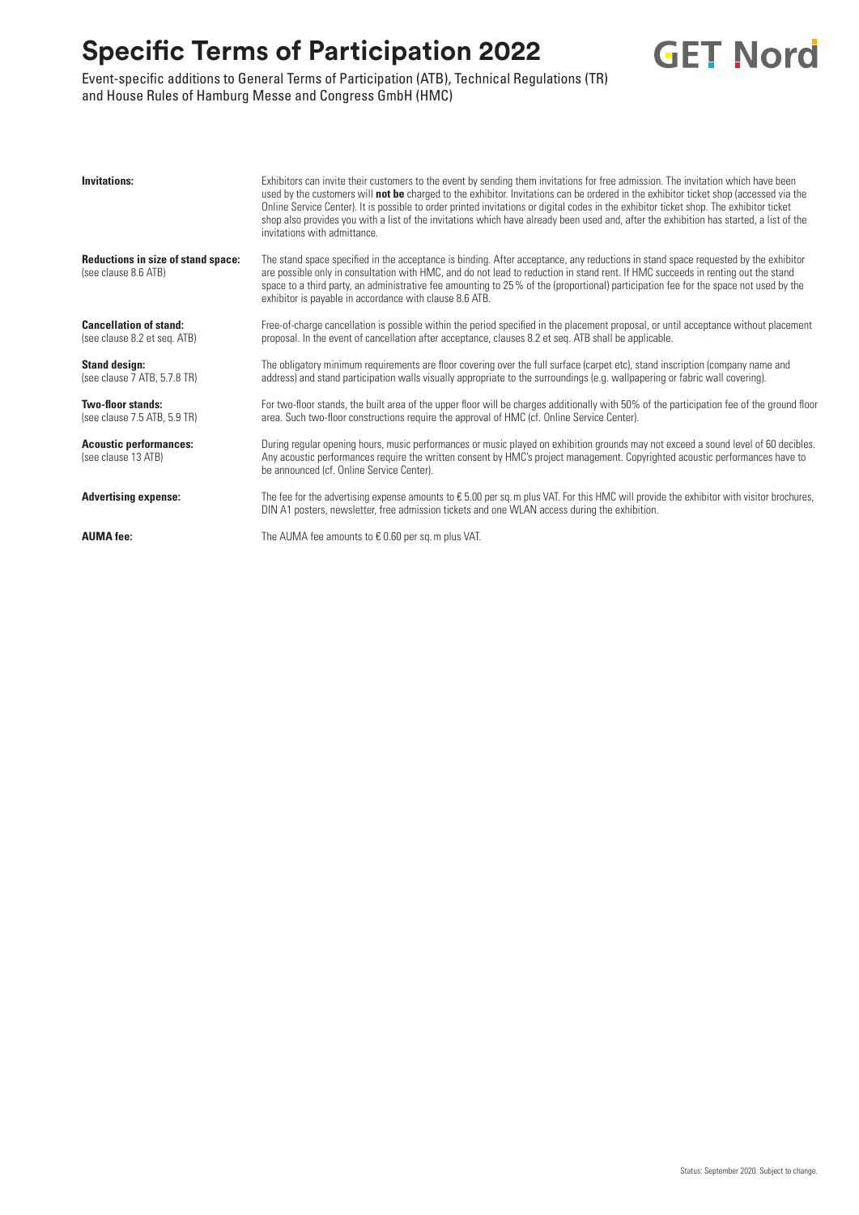# Specific Terms of Participation 2022

GET Nord

Event-specific additions to General Terms of Participation (ATB), Technical Regulations (TR) and House Rules of Hamburg Messe and Congress GmbH (HMC)

| | |
|---|---|
| **Invitations:** | Exhibitors can invite their customers to the event by sending them invitations for free admission. The invitation which have been used by the customers will **not be** charged to the exhibitor. Invitations can be ordered in the exhibitor ticket shop (accessed via the Online Service Center). It is possible to order printed invitations or digital codes in the exhibitor ticket shop. The exhibitor ticket shop also provides you with a list of the invitations which have already been used and, after the exhibition has started, a list of the invitations with admittance. |
| **Reductions in size of stand space:** (see clause 8.6 ATB) | The stand space specified in the acceptance is binding. After acceptance, any reductions in stand space requested by the exhibitor are possible only in consultation with HMC, and do not lead to reduction in stand rent. If HMC succeeds in renting out the stand space to a third party, an administrative fee amounting to 25 % of the (proportional) participation fee for the space not used by the exhibitor is payable in accordance with clause 8.6 ATB. |
| **Cancellation of stand:** (see clause 8.2 et seq. ATB) | Free-of-charge cancellation is possible within the period specified in the placement proposal, or until acceptance without placement proposal. In the event of cancellation after acceptance, clauses 8.2 et seq. ATB shall be applicable. |
| **Stand design:** (see clause 7 ATB, 5.7.8 TR) | The obligatory minimum requirements are floor covering over the full surface (carpet etc), stand inscription (company name and address) and stand participation walls visually appropriate to the surroundings (e.g. wallpapering or fabric wall covering). |
| **Two-floor stands:** (see clause 7.5 ATB, 5.9 TR) | For two-floor stands, the built area of the upper floor will be charges additionally with 50% of the participation fee of the ground floor area. Such two-floor constructions require the approval of HMC (cf. Online Service Center). |
| **Acoustic performances:** (see clause 13 ATB) | During regular opening hours, music performances or music played on exhibition grounds may not exceed a sound level of 60 decibles. Any acoustic performances require the written consent by HMC's project management. Copyrighted acoustic performances have to be announced (cf. Online Service Center). |
| **Advertising expense:** | The fee for the advertising expense amounts to € 5.00 per sq. m plus VAT. For this HMC will provide the exhibitor with visitor brochures, DIN A1 posters, newsletter, free admission tickets and one WLAN access during the exhibition. |
| **AUMA fee:** | The AUMA fee amounts to € 0.60 per sq. m plus VAT. |

Status: September 2020. Subject to change.